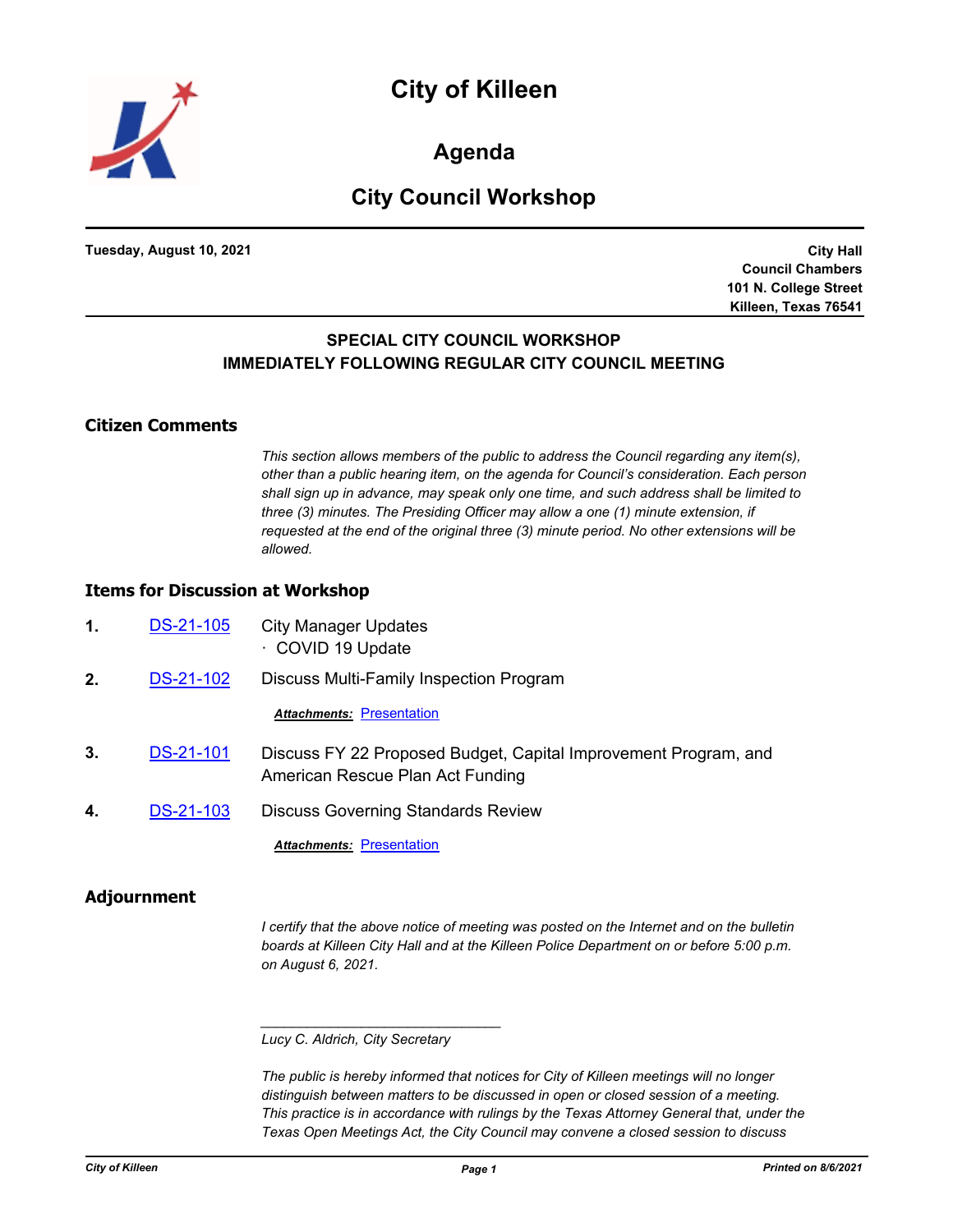# City of Killeen

## Agenda

## City Council Workshop

**Tuesday, August 10, 2021**

**City Hall**
**Council Chambers**
**101 N. College Street**
**Killeen, Texas 76541**

**SPECIAL CITY COUNCIL WORKSHOP**
**IMMEDIATELY FOLLOWING REGULAR CITY COUNCIL MEETING**

### Citizen Comments

*This section allows members of the public to address the Council regarding any item(s), other than a public hearing item, on the agenda for Council's consideration. Each person shall sign up in advance, may speak only one time, and such address shall be limited to three (3) minutes. The Presiding Officer may allow a one (1) minute extension, if requested at the end of the original three (3) minute period. No other extensions will be allowed.*

### Items for Discussion at Workshop

**1.** DS-21-105 City Manager Updates
· COVID 19 Update

**2.** DS-21-102 Discuss Multi-Family Inspection Program

***Attachments:*** Presentation

**3.** DS-21-101 Discuss FY 22 Proposed Budget, Capital Improvement Program, and American Rescue Plan Act Funding

**4.** DS-21-103 Discuss Governing Standards Review

***Attachments:*** Presentation

### Adjournment

*I certify that the above notice of meeting was posted on the Internet and on the bulletin boards at Killeen City Hall and at the Killeen Police Department on or before 5:00 p.m. on August 6, 2021.*

_______________________________

*Lucy C. Aldrich, City Secretary*

*The public is hereby informed that notices for City of Killeen meetings will no longer distinguish between matters to be discussed in open or closed session of a meeting. This practice is in accordance with rulings by the Texas Attorney General that, under the Texas Open Meetings Act, the City Council may convene a closed session to discuss*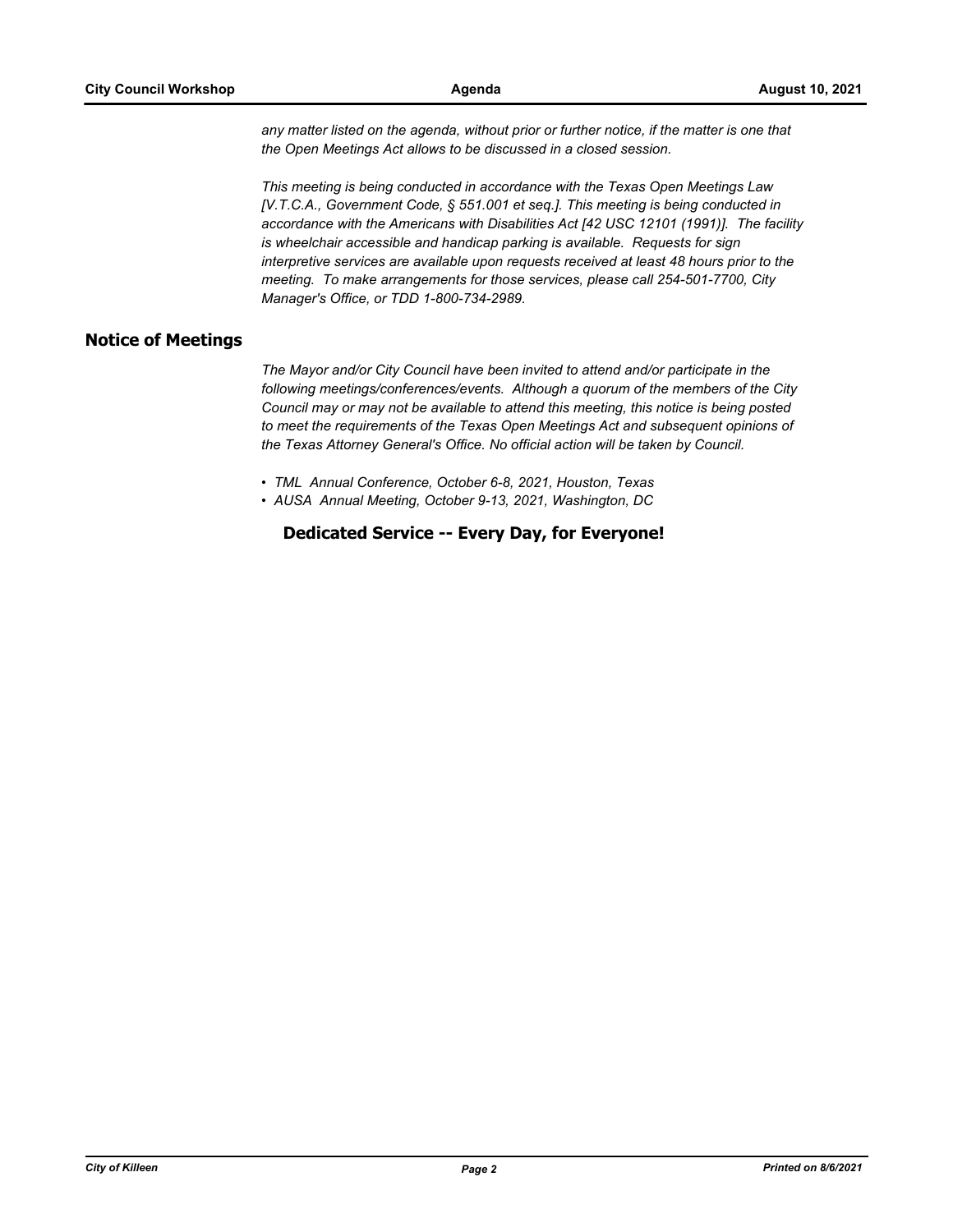*any matter listed on the agenda, without prior or further notice, if the matter is one that the Open Meetings Act allows to be discussed in a closed session.*

*This meeting is being conducted in accordance with the Texas Open Meetings Law [V.T.C.A., Government Code, § 551.001 et seq.]. This meeting is being conducted in accordance with the Americans with Disabilities Act [42 USC 12101 (1991)]. The facility is wheelchair accessible and handicap parking is available. Requests for sign interpretive services are available upon requests received at least 48 hours prior to the meeting. To make arrangements for those services, please call 254-501-7700, City Manager's Office, or TDD 1-800-734-2989.*

## Notice of Meetings

*The Mayor and/or City Council have been invited to attend and/or participate in the following meetings/conferences/events. Although a quorum of the members of the City Council may or may not be available to attend this meeting, this notice is being posted to meet the requirements of the Texas Open Meetings Act and subsequent opinions of the Texas Attorney General's Office. No official action will be taken by Council.*

- *TML Annual Conference, October 6-8, 2021, Houston, Texas*
- *AUSA Annual Meeting, October 9-13, 2021, Washington, DC*

**Dedicated Service -- Every Day, for Everyone!**